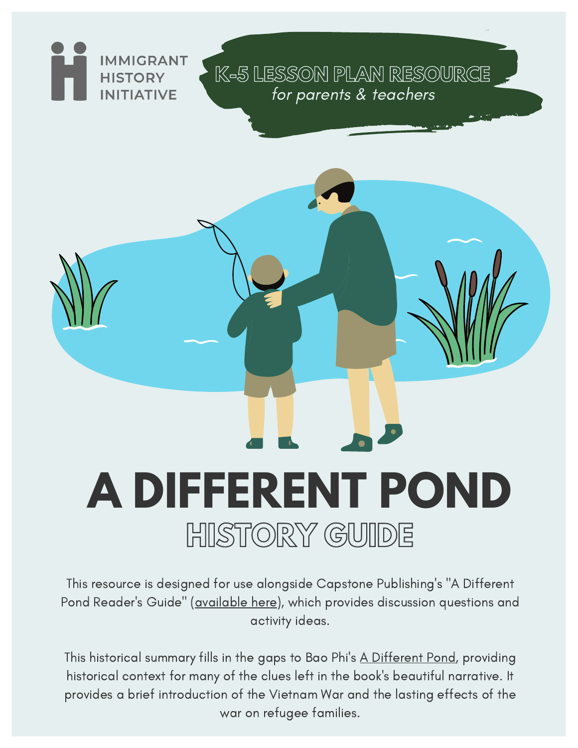IMMIGRANT HISTORY INITIATIVE

K-5 LESSON PLAN RESOURCE
*for parents & teachers*

# A DIFFERENT POND

## HISTORY GUIDE

This resource is designed for use alongside Capstone Publishing's "A Different Pond Reader's Guide" (available here), which provides discussion questions and activity ideas.

This historical summary fills in the gaps to Bao Phi's A Different Pond, providing historical context for many of the clues left in the book's beautiful narrative. It provides a brief introduction of the Vietnam War and the lasting effects of the war on refugee families.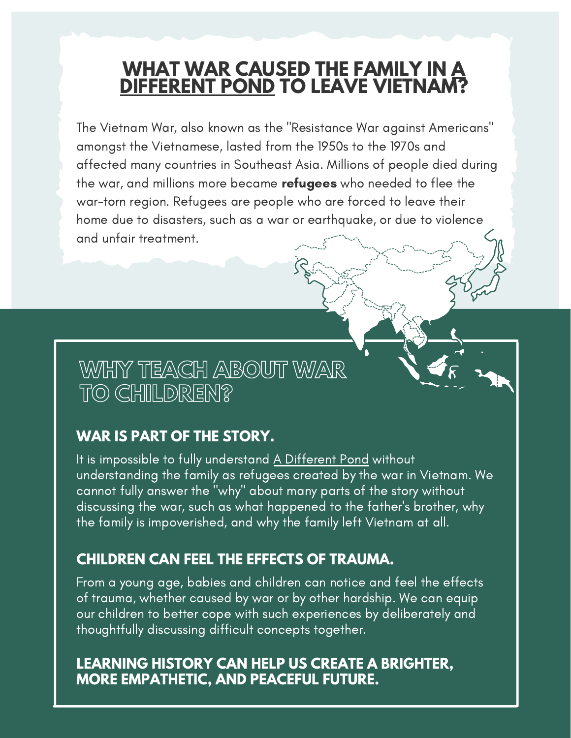# WHAT WAR CAUSED THE FAMILY IN A DIFFERENT POND TO LEAVE VIETNAM?

The Vietnam War, also known as the "Resistance War against Americans" amongst the Vietnamese, lasted from the 1950s to the 1970s and affected many countries in Southeast Asia. Millions of people died during the war, and millions more became **refugees** who needed to flee the war-torn region. Refugees are people who are forced to leave their home due to disasters, such as a war or earthquake, or due to violence and unfair treatment.

# WHY TEACH ABOUT WAR TO CHILDREN?

## WAR IS PART OF THE STORY.

It is impossible to fully understand A Different Pond without understanding the family as refugees created by the war in Vietnam. We cannot fully answer the "why" about many parts of the story without discussing the war, such as what happened to the father's brother, why the family is impoverished, and why the family left Vietnam at all.

## CHILDREN CAN FEEL THE EFFECTS OF TRAUMA.

From a young age, babies and children can notice and feel the effects of trauma, whether caused by war or by other hardship. We can equip our children to better cope with such experiences by deliberately and thoughtfully discussing difficult concepts together.

## LEARNING HISTORY CAN HELP US CREATE A BRIGHTER, MORE EMPATHETIC, AND PEACEFUL FUTURE.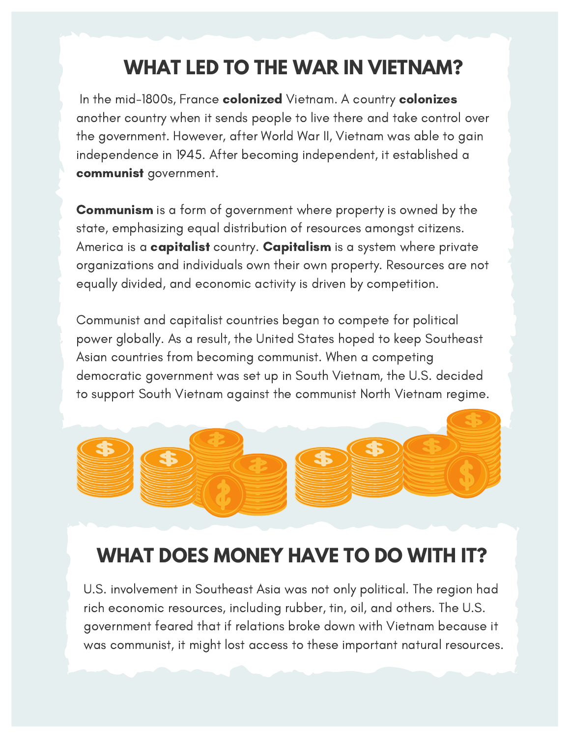# WHAT LED TO THE WAR IN VIETNAM?

In the mid-1800s, France **colonized** Vietnam. A country **colonizes** another country when it sends people to live there and take control over the government. However, after World War II, Vietnam was able to gain independence in 1945. After becoming independent, it established a **communist** government.

**Communism** is a form of government where property is owned by the state, emphasizing equal distribution of resources amongst citizens. America is a **capitalist** country. **Capitalism** is a system where private organizations and individuals own their own property. Resources are not equally divided, and economic activity is driven by competition.

Communist and capitalist countries began to compete for political power globally. As a result, the United States hoped to keep Southeast Asian countries from becoming communist. When a competing democratic government was set up in South Vietnam, the U.S. decided to support South Vietnam against the communist North Vietnam regime.

# WHAT DOES MONEY HAVE TO DO WITH IT?

U.S. involvement in Southeast Asia was not only political. The region had rich economic resources, including rubber, tin, oil, and others. The U.S. government feared that if relations broke down with Vietnam because it was communist, it might lost access to these important natural resources.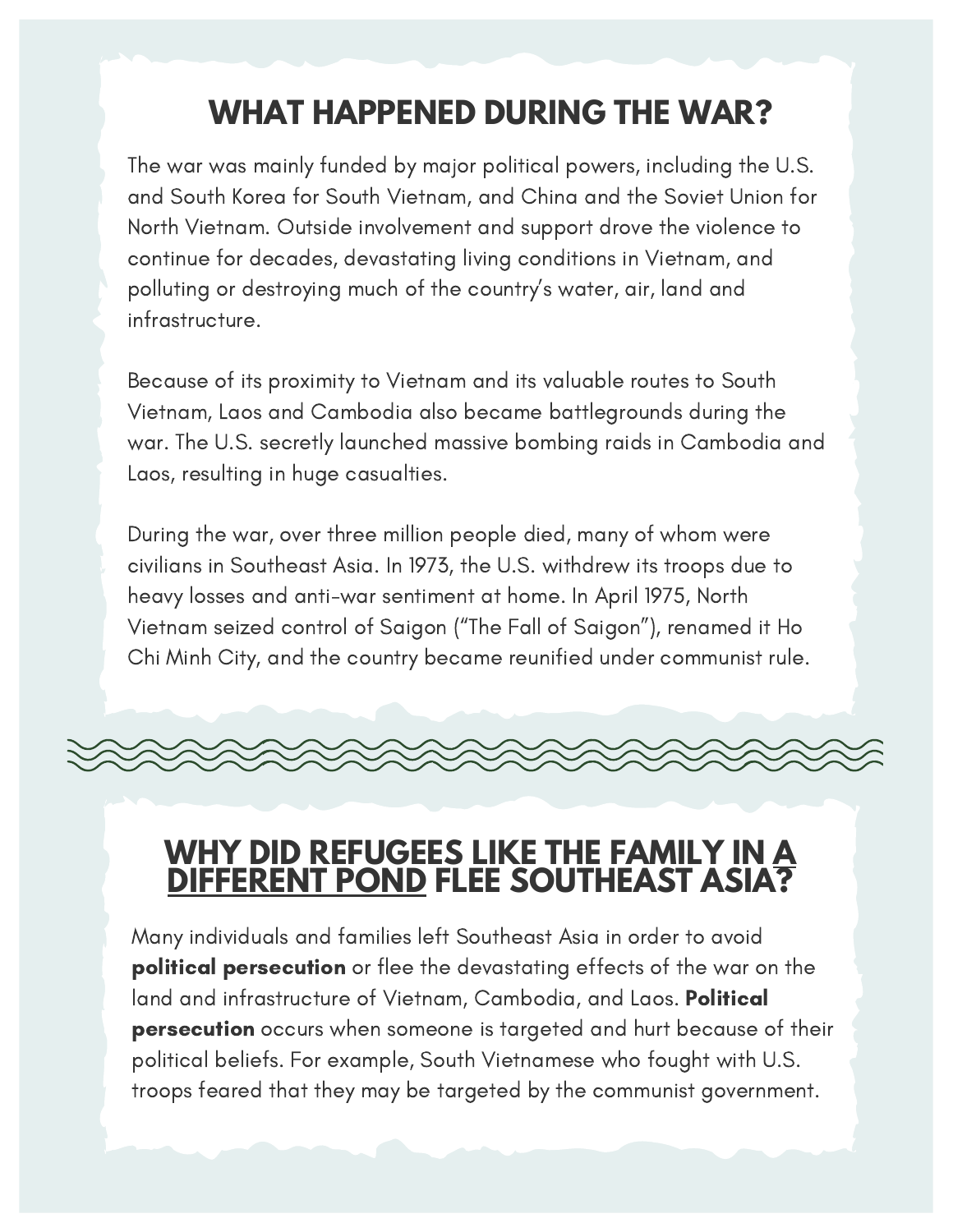## WHAT HAPPENED DURING THE WAR?

The war was mainly funded by major political powers, including the U.S. and South Korea for South Vietnam, and China and the Soviet Union for North Vietnam. Outside involvement and support drove the violence to continue for decades, devastating living conditions in Vietnam, and polluting or destroying much of the country's water, air, land and infrastructure.

Because of its proximity to Vietnam and its valuable routes to South Vietnam, Laos and Cambodia also became battlegrounds during the war. The U.S. secretly launched massive bombing raids in Cambodia and Laos, resulting in huge casualties.

During the war, over three million people died, many of whom were civilians in Southeast Asia. In 1973, the U.S. withdrew its troops due to heavy losses and anti-war sentiment at home. In April 1975, North Vietnam seized control of Saigon ("The Fall of Saigon"), renamed it Ho Chi Minh City, and the country became reunified under communist rule.

## WHY DID REFUGEES LIKE THE FAMILY IN A DIFFERENT POND FLEE SOUTHEAST ASIA?

Many individuals and families left Southeast Asia in order to avoid **political persecution** or flee the devastating effects of the war on the land and infrastructure of Vietnam, Cambodia, and Laos. **Political persecution** occurs when someone is targeted and hurt because of their political beliefs. For example, South Vietnamese who fought with U.S. troops feared that they may be targeted by the communist government.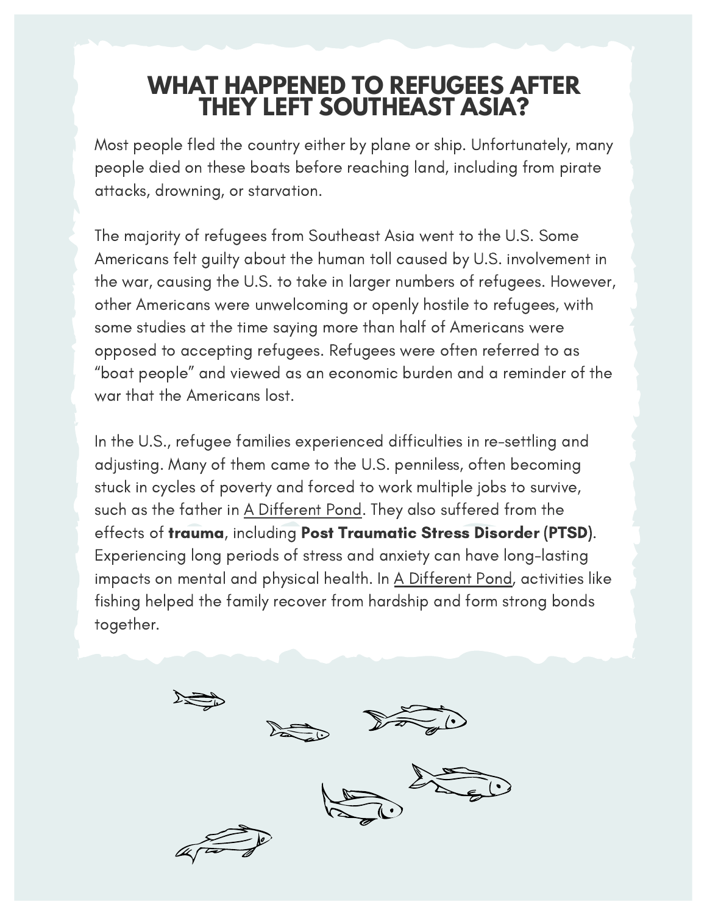# WHAT HAPPENED TO REFUGEES AFTER THEY LEFT SOUTHEAST ASIA?

Most people fled the country either by plane or ship. Unfortunately, many people died on these boats before reaching land, including from pirate attacks, drowning, or starvation.

The majority of refugees from Southeast Asia went to the U.S. Some Americans felt guilty about the human toll caused by U.S. involvement in the war, causing the U.S. to take in larger numbers of refugees. However, other Americans were unwelcoming or openly hostile to refugees, with some studies at the time saying more than half of Americans were opposed to accepting refugees. Refugees were often referred to as "boat people" and viewed as an economic burden and a reminder of the war that the Americans lost.

In the U.S., refugee families experienced difficulties in re-settling and adjusting. Many of them came to the U.S. penniless, often becoming stuck in cycles of poverty and forced to work multiple jobs to survive, such as the father in A Different Pond. They also suffered from the effects of **trauma**, including **Post Traumatic Stress Disorder (PTSD)**. Experiencing long periods of stress and anxiety can have long-lasting impacts on mental and physical health. In A Different Pond, activities like fishing helped the family recover from hardship and form strong bonds together.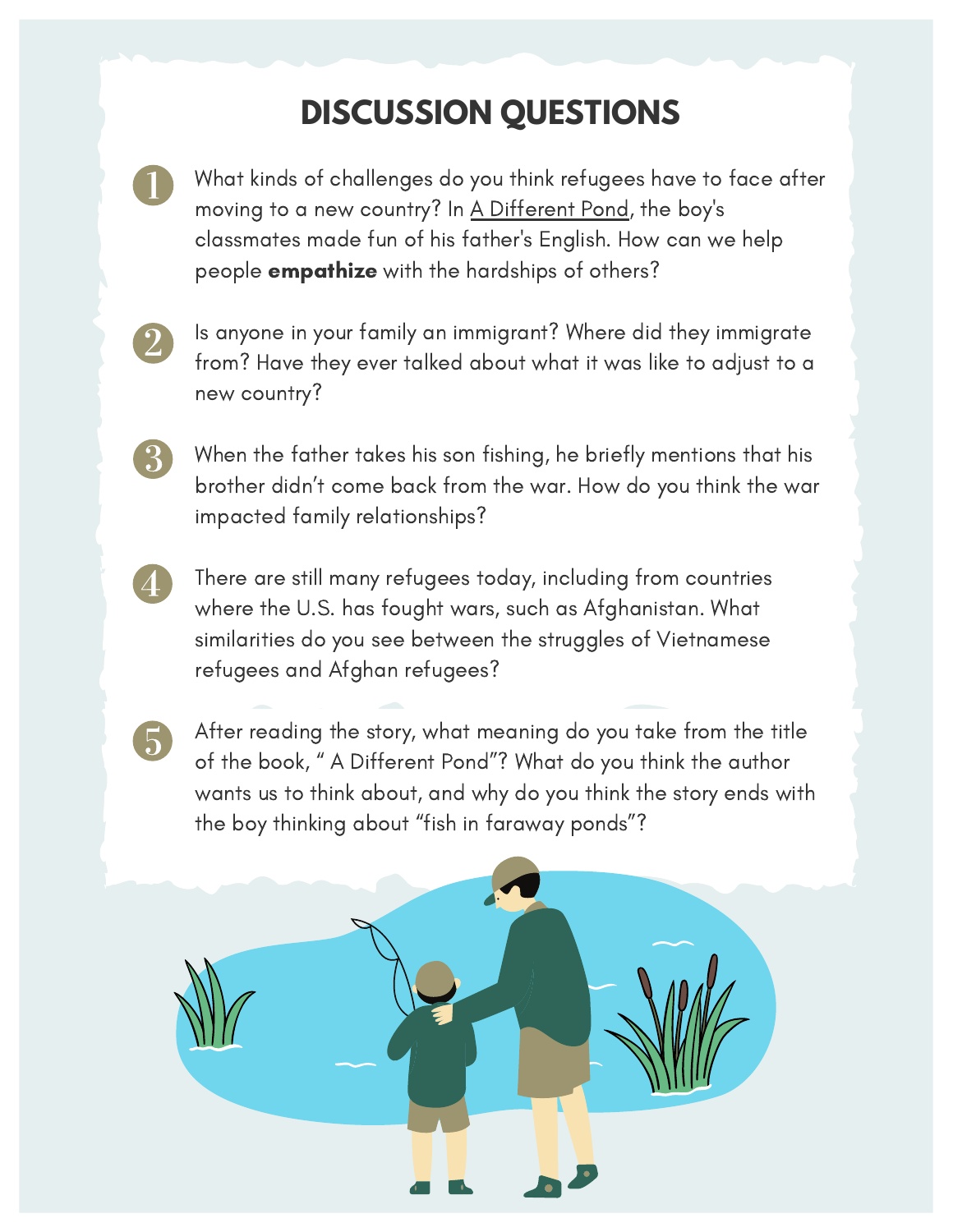# DISCUSSION QUESTIONS

1. What kinds of challenges do you think refugees have to face after moving to a new country? In A Different Pond, the boy's classmates made fun of his father's English. How can we help people **empathize** with the hardships of others?

2. Is anyone in your family an immigrant? Where did they immigrate from? Have they ever talked about what it was like to adjust to a new country?

3. When the father takes his son fishing, he briefly mentions that his brother didn't come back from the war. How do you think the war impacted family relationships?

4. There are still many refugees today, including from countries where the U.S. has fought wars, such as Afghanistan. What similarities do you see between the struggles of Vietnamese refugees and Afghan refugees?

5. After reading the story, what meaning do you take from the title of the book, " A Different Pond"? What do you think the author wants us to think about, and why do you think the story ends with the boy thinking about "fish in faraway ponds"?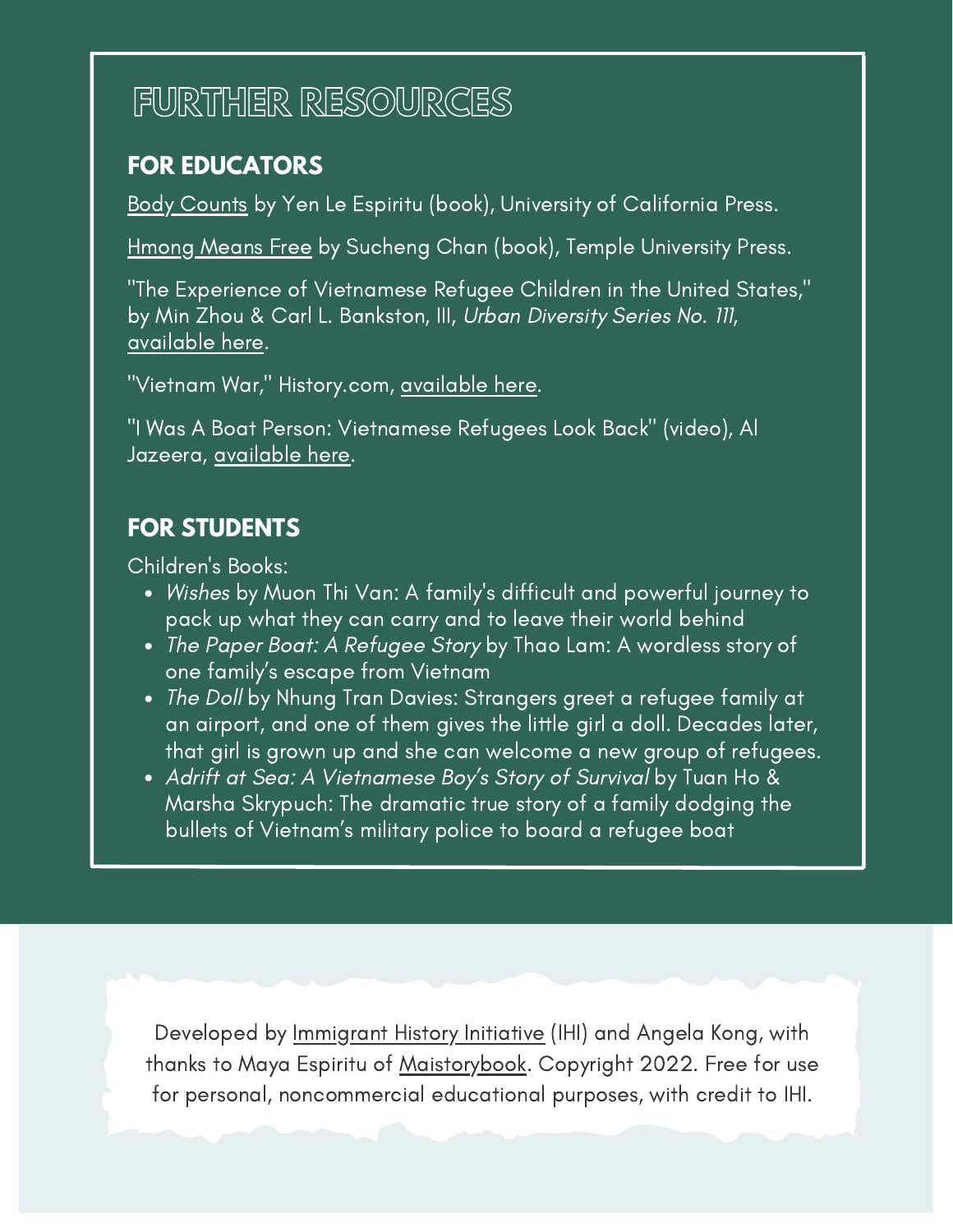# FURTHER RESOURCES

## FOR EDUCATORS

Body Counts by Yen Le Espiritu (book), University of California Press.

Hmong Means Free by Sucheng Chan (book), Temple University Press.

"The Experience of Vietnamese Refugee Children in the United States," by Min Zhou & Carl L. Bankston, III, *Urban Diversity Series No. 111*, available here.

"Vietnam War," History.com, available here.

"I Was A Boat Person: Vietnamese Refugees Look Back" (video), Al Jazeera, available here.

## FOR STUDENTS

Children's Books:

- *Wishes* by Muon Thi Van: A family's difficult and powerful journey to pack up what they can carry and to leave their world behind
- *The Paper Boat: A Refugee Story* by Thao Lam: A wordless story of one family's escape from Vietnam
- *The Doll* by Nhung Tran Davies: Strangers greet a refugee family at an airport, and one of them gives the little girl a doll. Decades later, that girl is grown up and she can welcome a new group of refugees.
- *Adrift at Sea: A Vietnamese Boy's Story of Survival* by Tuan Ho & Marsha Skrypuch: The dramatic true story of a family dodging the bullets of Vietnam's military police to board a refugee boat

Developed by Immigrant History Initiative (IHI) and Angela Kong, with thanks to Maya Espiritu of Maistorybook. Copyright 2022. Free for use for personal, noncommercial educational purposes, with credit to IHI.